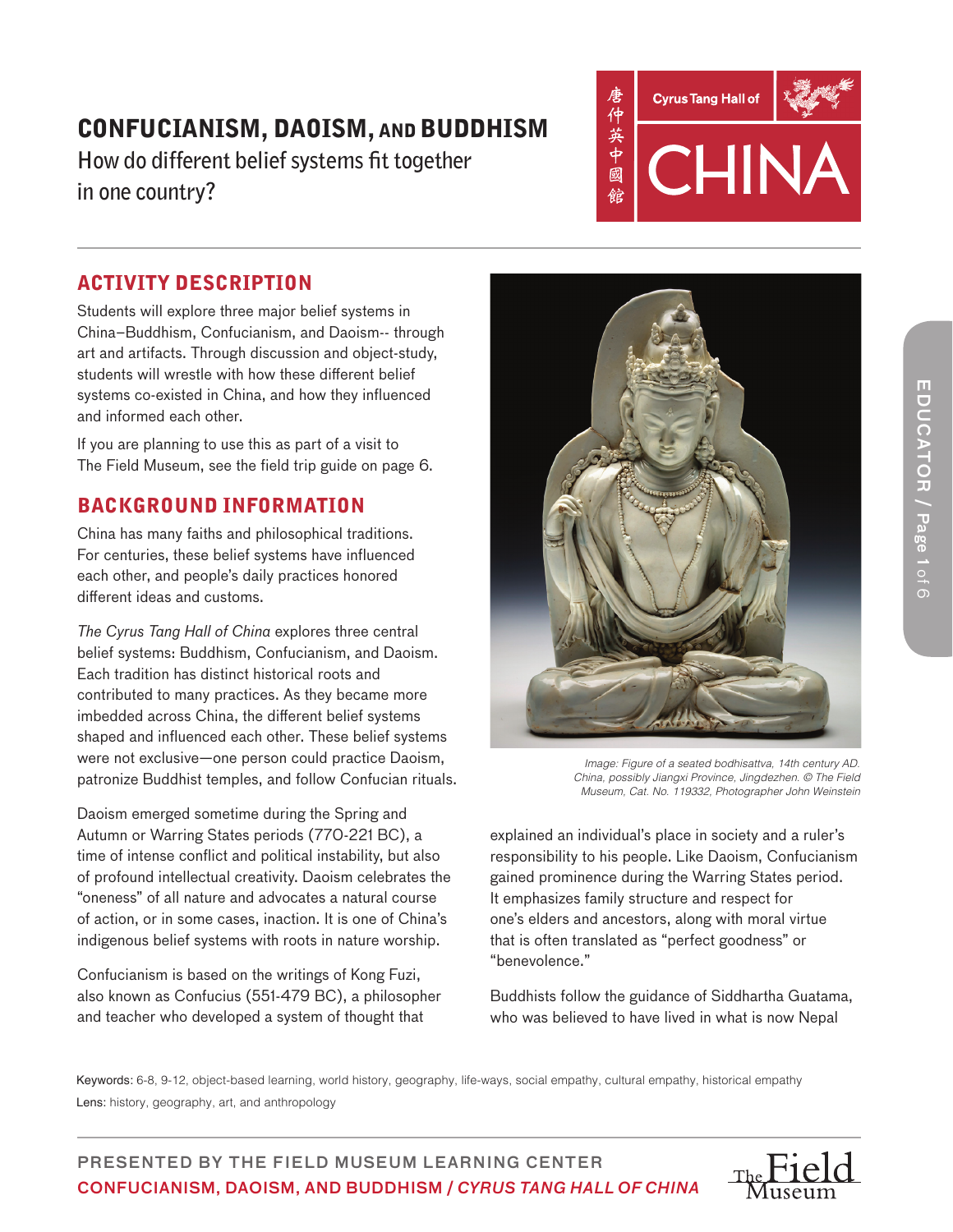# CONFUCIANISM, DAOISM, AND BUDDHISM

How do different belief systems fit together in one country?

## ACTIVITY DESCRIPTION

Students will explore three major belief systems in China–Buddhism, Confucianism, and Daoism-- through art and artifacts. Through discussion and object-study, students will wrestle with how these different belief systems co-existed in China, and how they influenced and informed each other.

If you are planning to use this as part of a visit to The Field Museum, see the field trip guide on page 6.

## BACKGROUND INFORMATION

China has many faiths and philosophical traditions. For centuries, these belief systems have influenced each other, and people's daily practices honored different ideas and customs.

*The Cyrus Tang Hall of China* explores three central belief systems: Buddhism, Confucianism, and Daoism. Each tradition has distinct historical roots and contributed to many practices. As they became more imbedded across China, the different belief systems shaped and influenced each other. These belief systems were not exclusive—one person could practice Daoism, patronize Buddhist temples, and follow Confucian rituals.

Daoism emerged sometime during the Spring and Autumn or Warring States periods (770-221 BC), a time of intense conflict and political instability, but also of profound intellectual creativity. Daoism celebrates the "oneness" of all nature and advocates a natural course of action, or in some cases, inaction. It is one of China's indigenous belief systems with roots in nature worship.

Confucianism is based on the writings of Kong Fuzi, also known as Confucius (551-479 BC), a philosopher and teacher who developed a system of thought that explained an individual's place in society and a ruler's responsibility to his people. Like Daoism, Confucianism gained prominence during the Warring States period. It emphasizes family structure and respect for one's elders and ancestors, along with moral virtue that is often translated as "perfect goodness" or "benevolence."

*Image: Figure of a seated bodhisattva, 14th century AD. China, possibly Jiangxi Province, Jingdezhen. © The Field Museum, Cat. No. 119332, Photographer John Weinstein*

Buddhists follow the guidance of Siddhartha Guatama, who was believed to have lived in what is now Nepal

Keywords: 6-8, 9-12, object-based learning, world history, geography, life-ways, social empathy, cultural empathy, historical empathy

Lens: history, geography, art, and anthropology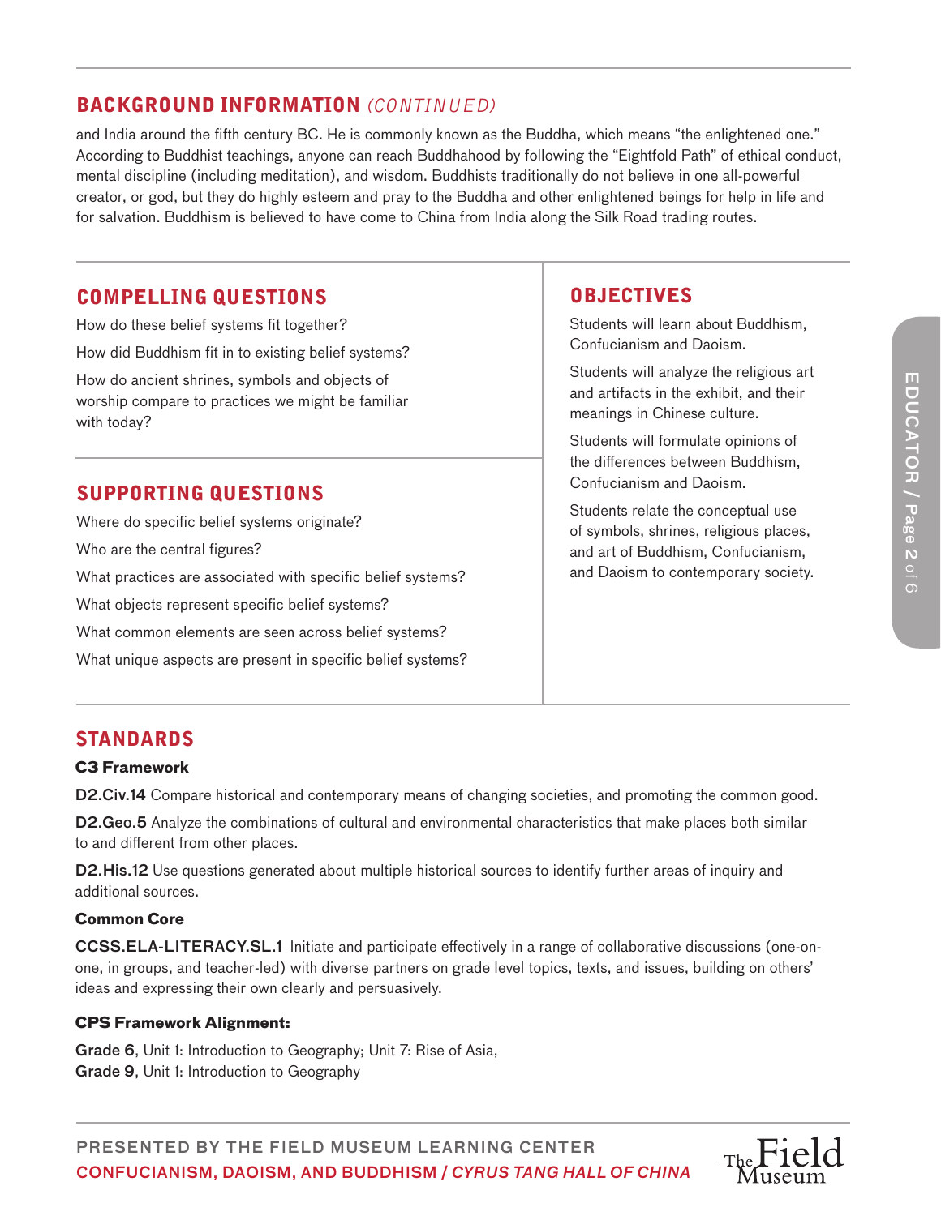## BACKGROUND INFORMATION *(CONTINUED)*

and India around the fifth century BC. He is commonly known as the Buddha, which means "the enlightened one." According to Buddhist teachings, anyone can reach Buddhahood by following the "Eightfold Path" of ethical conduct, mental discipline (including meditation), and wisdom. Buddhists traditionally do not believe in one all-powerful creator, or god, but they do highly esteem and pray to the Buddha and other enlightened beings for help in life and for salvation. Buddhism is believed to have come to China from India along the Silk Road trading routes.

## COMPELLING QUESTIONS

How do these belief systems fit together?

How did Buddhism fit in to existing belief systems?

How do ancient shrines, symbols and objects of worship compare to practices we might be familiar with today?

## SUPPORTING QUESTIONS

Where do specific belief systems originate?

Who are the central figures?

What practices are associated with specific belief systems?

What objects represent specific belief systems?

What common elements are seen across belief systems?

What unique aspects are present in specific belief systems?

## OBJECTIVES

Students will learn about Buddhism, Confucianism and Daoism.

Students will analyze the religious art and artifacts in the exhibit, and their meanings in Chinese culture.

Students will formulate opinions of the differences between Buddhism, Confucianism and Daoism.

Students relate the conceptual use of symbols, shrines, religious places, and art of Buddhism, Confucianism, and Daoism to contemporary society.

## STANDARDS

### C3 Framework

**D2.Civ.14** Compare historical and contemporary means of changing societies, and promoting the common good.

**D2.Geo.5** Analyze the combinations of cultural and environmental characteristics that make places both similar to and different from other places.

**D2.His.12** Use questions generated about multiple historical sources to identify further areas of inquiry and additional sources.

### Common Core

**CCSS.ELA-LITERACY.SL.1** Initiate and participate effectively in a range of collaborative discussions (one-on-one, in groups, and teacher-led) with diverse partners on grade level topics, texts, and issues, building on others' ideas and expressing their own clearly and persuasively.

### CPS Framework Alignment:

**Grade 6**, Unit 1: Introduction to Geography; Unit 7: Rise of Asia,
**Grade 9**, Unit 1: Introduction to Geography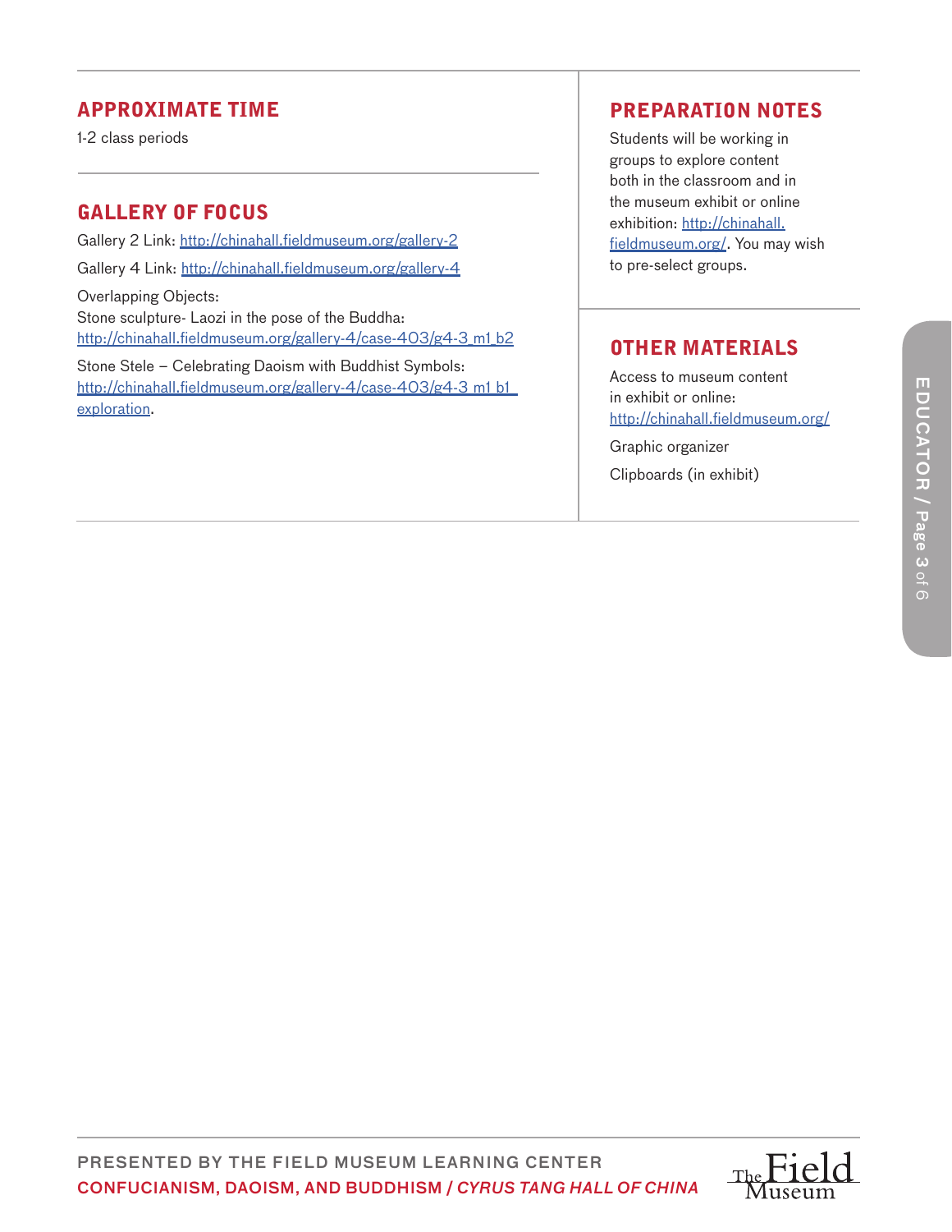## APPROXIMATE TIME

1-2 class periods

## GALLERY OF FOCUS

Gallery 2 Link: http://chinahall.fieldmuseum.org/gallery-2

Gallery 4 Link: http://chinahall.fieldmuseum.org/gallery-4

Overlapping Objects:
Stone sculpture- Laozi in the pose of the Buddha:
http://chinahall.fieldmuseum.org/gallery-4/case-403/g4-3_m1_b2

Stone Stele – Celebrating Daoism with Buddhist Symbols:
http://chinahall.fieldmuseum.org/gallery-4/case-403/g4-3_m1_b1_exploration.

## PREPARATION NOTES

Students will be working in groups to explore content both in the classroom and in the museum exhibit or online exhibition: http://chinahall.fieldmuseum.org/. You may wish to pre-select groups.

## OTHER MATERIALS

Access to museum content in exhibit or online: http://chinahall.fieldmuseum.org/

Graphic organizer

Clipboards (in exhibit)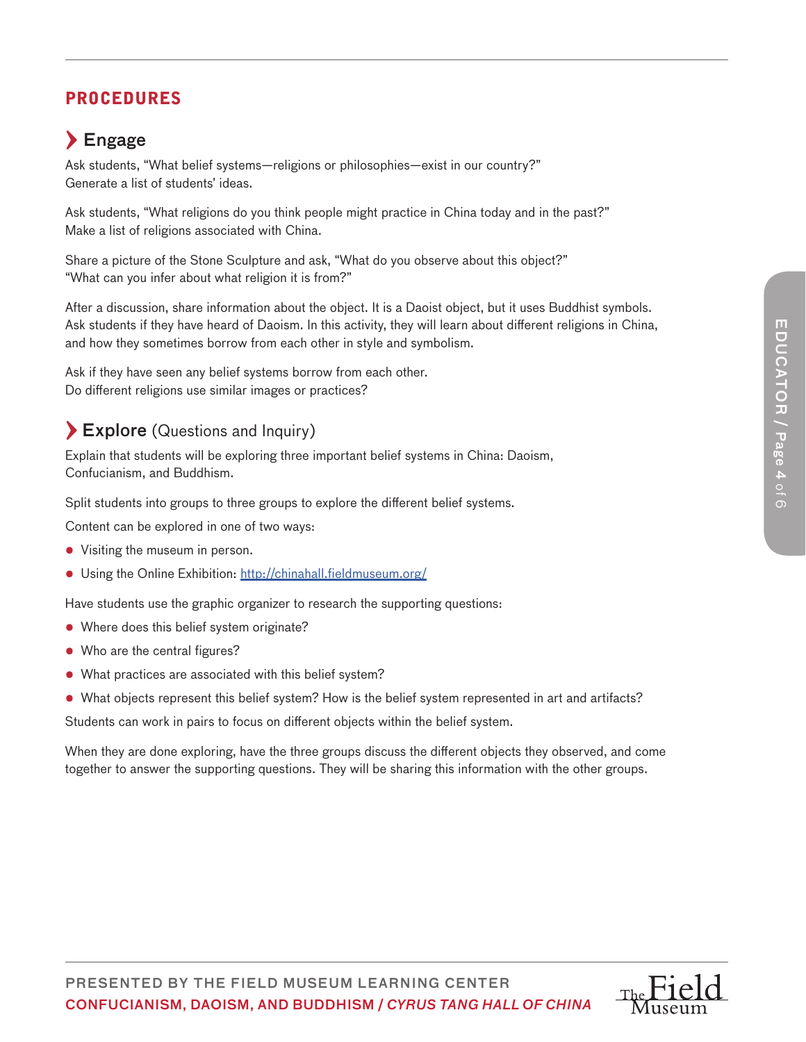## PROCEDURES

### Engage

Ask students, “What belief systems—religions or philosophies—exist in our country?”
Generate a list of students’ ideas.

Ask students, “What religions do you think people might practice in China today and in the past?”
Make a list of religions associated with China.

Share a picture of the Stone Sculpture and ask, “What do you observe about this object?”
“What can you infer about what religion it is from?”

After a discussion, share information about the object. It is a Daoist object, but it uses Buddhist symbols. Ask students if they have heard of Daoism. In this activity, they will learn about different religions in China, and how they sometimes borrow from each other in style and symbolism.

Ask if they have seen any belief systems borrow from each other.
Do different religions use similar images or practices?

### Explore (Questions and Inquiry)

Explain that students will be exploring three important belief systems in China: Daoism, Confucianism, and Buddhism.

Split students into groups to three groups to explore the different belief systems.

Content can be explored in one of two ways:

- Visiting the museum in person.
- Using the Online Exhibition: [http://chinahall.fieldmuseum.org/](http://chinahall.fieldmuseum.org/)

Have students use the graphic organizer to research the supporting questions:

- Where does this belief system originate?
- Who are the central figures?
- What practices are associated with this belief system?
- What objects represent this belief system? How is the belief system represented in art and artifacts?

Students can work in pairs to focus on different objects within the belief system.

When they are done exploring, have the three groups discuss the different objects they observed, and come together to answer the supporting questions. They will be sharing this information with the other groups.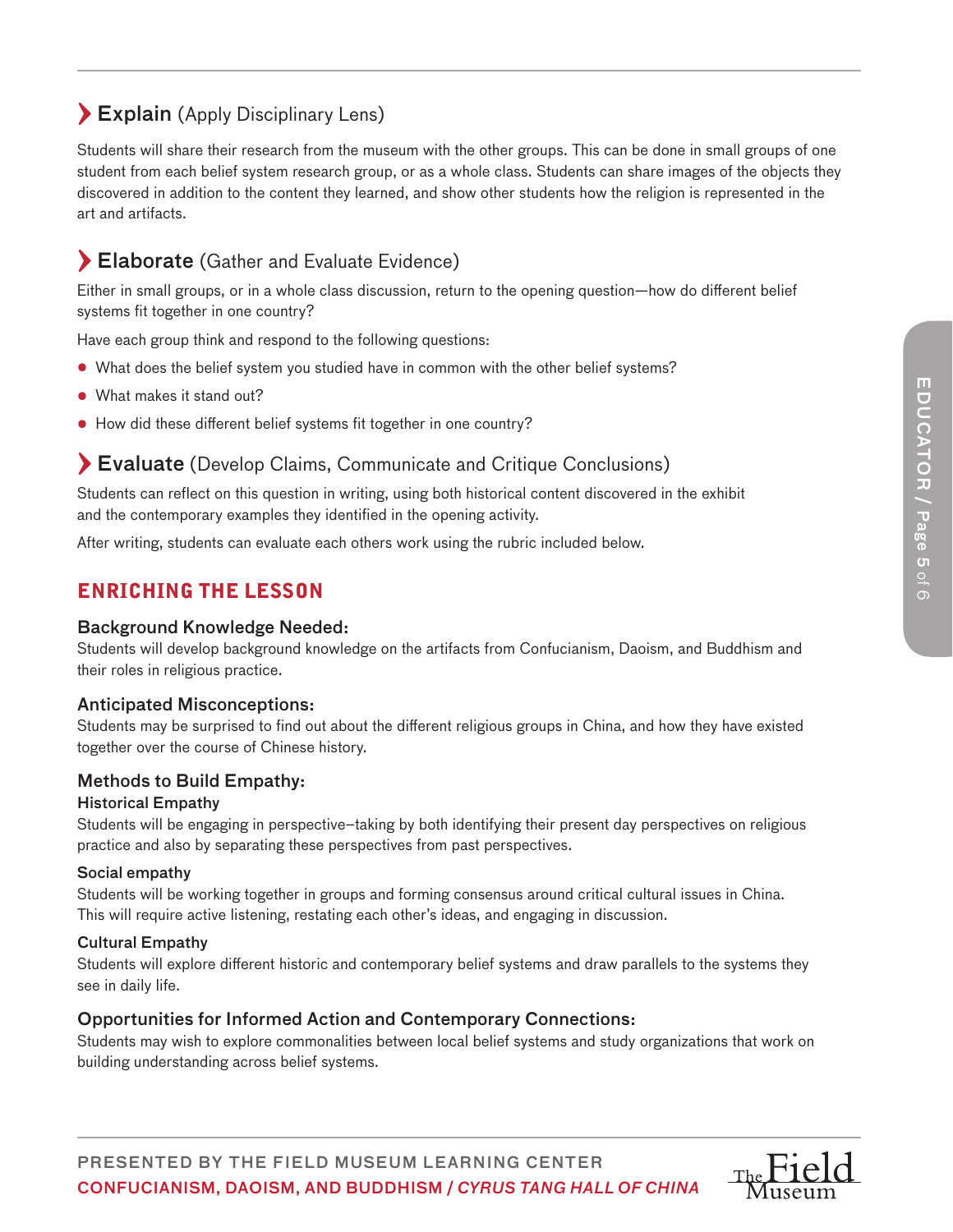## ❯ Explain (Apply Disciplinary Lens)

Students will share their research from the museum with the other groups. This can be done in small groups of one student from each belief system research group, or as a whole class. Students can share images of the objects they discovered in addition to the content they learned, and show other students how the religion is represented in the art and artifacts.

## ❯ Elaborate (Gather and Evaluate Evidence)

Either in small groups, or in a whole class discussion, return to the opening question—how do different belief systems fit together in one country?

Have each group think and respond to the following questions:

- What does the belief system you studied have in common with the other belief systems?
- What makes it stand out?
- How did these different belief systems fit together in one country?

## ❯ Evaluate (Develop Claims, Communicate and Critique Conclusions)

Students can reflect on this question in writing, using both historical content discovered in the exhibit and the contemporary examples they identified in the opening activity.

After writing, students can evaluate each others work using the rubric included below.

## ENRICHING THE LESSON

### Background Knowledge Needed:

Students will develop background knowledge on the artifacts from Confucianism, Daoism, and Buddhism and their roles in religious practice.

### Anticipated Misconceptions:

Students may be surprised to find out about the different religious groups in China, and how they have existed together over the course of Chinese history.

### Methods to Build Empathy:

#### Historical Empathy

Students will be engaging in perspective–taking by both identifying their present day perspectives on religious practice and also by separating these perspectives from past perspectives.

#### Social empathy

Students will be working together in groups and forming consensus around critical cultural issues in China. This will require active listening, restating each other's ideas, and engaging in discussion.

#### Cultural Empathy

Students will explore different historic and contemporary belief systems and draw parallels to the systems they see in daily life.

### Opportunities for Informed Action and Contemporary Connections:

Students may wish to explore commonalities between local belief systems and study organizations that work on building understanding across belief systems.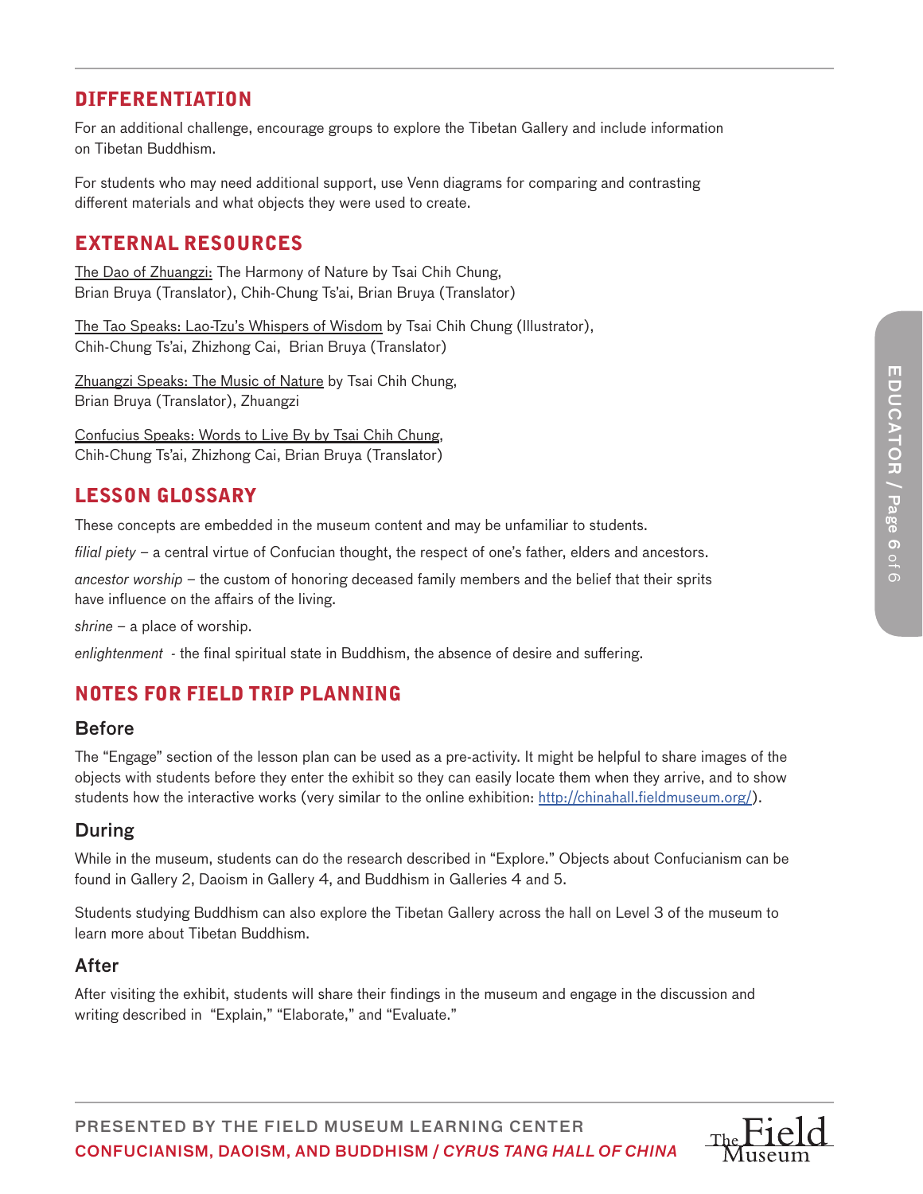## DIFFERENTIATION

For an additional challenge, encourage groups to explore the Tibetan Gallery and include information on Tibetan Buddhism.

For students who may need additional support, use Venn diagrams for comparing and contrasting different materials and what objects they were used to create.

## EXTERNAL RESOURCES

The Dao of Zhuangzi: The Harmony of Nature by Tsai Chih Chung, Brian Bruya (Translator), Chih-Chung Ts'ai, Brian Bruya (Translator)

The Tao Speaks: Lao-Tzu's Whispers of Wisdom by Tsai Chih Chung (Illustrator), Chih-Chung Ts'ai, Zhizhong Cai, Brian Bruya (Translator)

Zhuangzi Speaks: The Music of Nature by Tsai Chih Chung, Brian Bruya (Translator), Zhuangzi

Confucius Speaks: Words to Live By by Tsai Chih Chung, Chih-Chung Ts'ai, Zhizhong Cai, Brian Bruya (Translator)

## LESSON GLOSSARY

These concepts are embedded in the museum content and may be unfamiliar to students.

*filial piety* – a central virtue of Confucian thought, the respect of one's father, elders and ancestors.

*ancestor worship* – the custom of honoring deceased family members and the belief that their sprits have influence on the affairs of the living.

*shrine* – a place of worship.

*enlightenment* - the final spiritual state in Buddhism, the absence of desire and suffering.

## NOTES FOR FIELD TRIP PLANNING

### Before

The "Engage" section of the lesson plan can be used as a pre-activity. It might be helpful to share images of the objects with students before they enter the exhibit so they can easily locate them when they arrive, and to show students how the interactive works (very similar to the online exhibition: http://chinahall.fieldmuseum.org/).

### During

While in the museum, students can do the research described in "Explore." Objects about Confucianism can be found in Gallery 2, Daoism in Gallery 4, and Buddhism in Galleries 4 and 5.

Students studying Buddhism can also explore the Tibetan Gallery across the hall on Level 3 of the museum to learn more about Tibetan Buddhism.

### After

After visiting the exhibit, students will share their findings in the museum and engage in the discussion and writing described in "Explain," "Elaborate," and "Evaluate."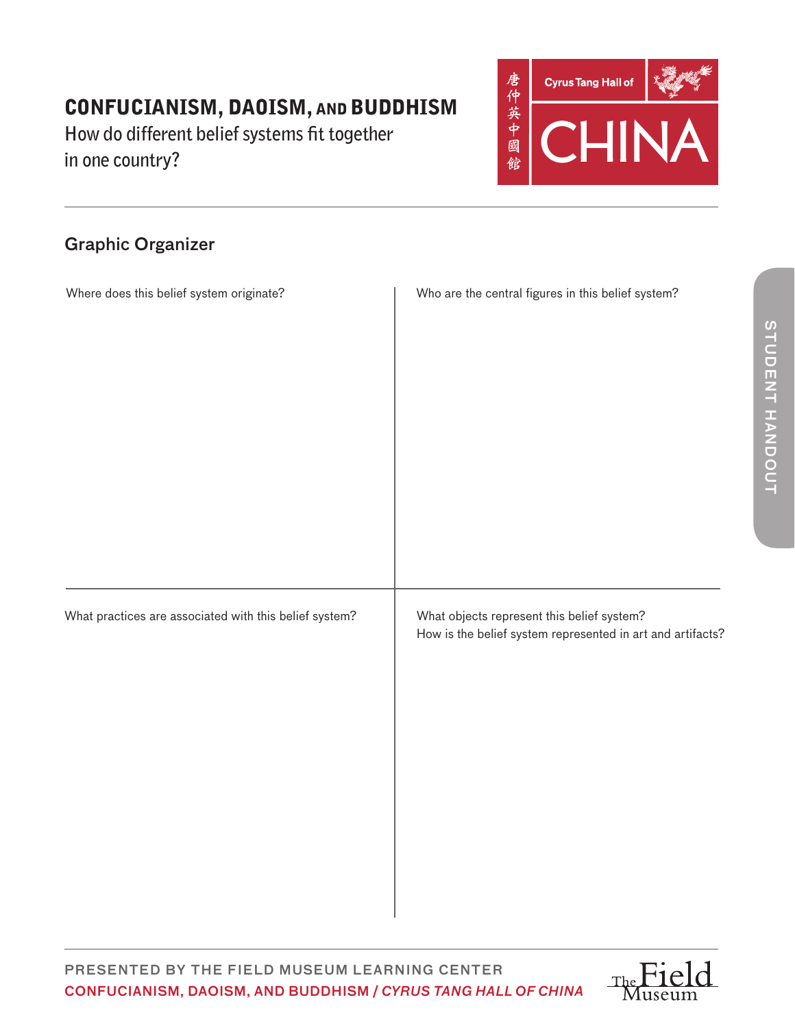# CONFUCIANISM, DAOISM, AND BUDDHISM

How do different belief systems fit together in one country?

唐仲英中國館 Cyrus Tang Hall of CHINA

STUDENT HANDOUT

## Graphic Organizer

| Where does this belief system originate? | Who are the central figures in this belief system? |
| --- | --- |
| | |
| **What practices are associated with this belief system?** | **What objects represent this belief system? How is the belief system represented in art and artifacts?** |
| | |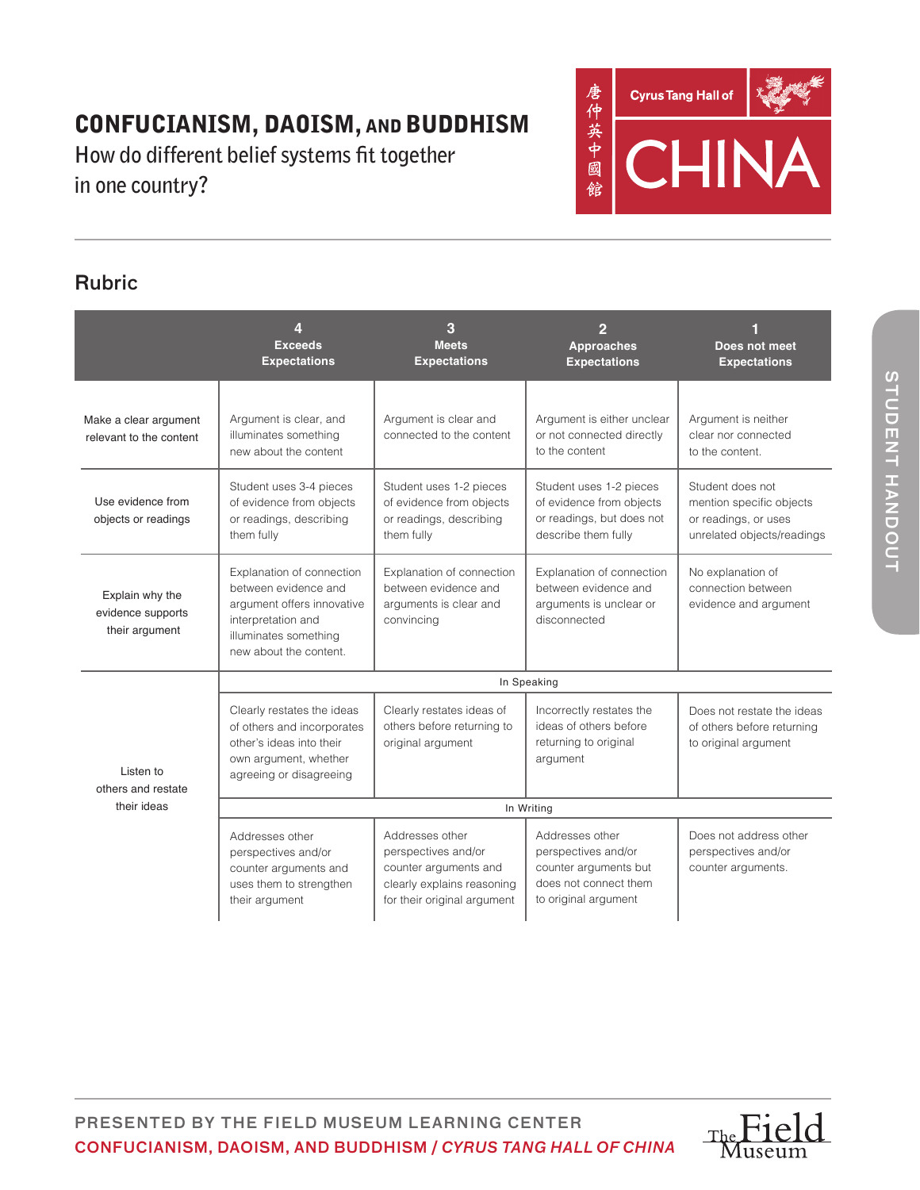# CONFUCIANISM, DAOISM, AND BUDDHISM

How do different belief systems fit together in one country?

## Rubric

| | 4 Exceeds Expectations | 3 Meets Expectations | 2 Approaches Expectations | 1 Does not meet Expectations |
|---|---|---|---|---|
| Make a clear argument relevant to the content | Argument is clear, and illuminates something new about the content | Argument is clear and connected to the content | Argument is either unclear or not connected directly to the content | Argument is neither clear nor connected to the content. |
| Use evidence from objects or readings | Student uses 3-4 pieces of evidence from objects or readings, describing them fully | Student uses 1-2 pieces of evidence from objects or readings, describing them fully | Student uses 1-2 pieces of evidence from objects or readings, but does not describe them fully | Student does not mention specific objects or readings, or uses unrelated objects/readings |
| Explain why the evidence supports their argument | Explanation of connection between evidence and argument offers innovative interpretation and illuminates something new about the content. | Explanation of connection between evidence and arguments is clear and convincing | Explanation of connection between evidence and arguments is unclear or disconnected | No explanation of connection between evidence and argument |
| Listen to others and restate their ideas | **In Speaking** | | | |
| | Clearly restates the ideas of others and incorporates other's ideas into their own argument, whether agreeing or disagreeing | Clearly restates ideas of others before returning to original argument | Incorrectly restates the ideas of others before returning to original argument | Does not restate the ideas of others before returning to original argument |
| | **In Writing** | | | |
| | Addresses other perspectives and/or counter arguments and uses them to strengthen their argument | Addresses other perspectives and/or counter arguments and clearly explains reasoning for their original argument | Addresses other perspectives and/or counter arguments but does not connect them to original argument | Does not address other perspectives and/or counter arguments. |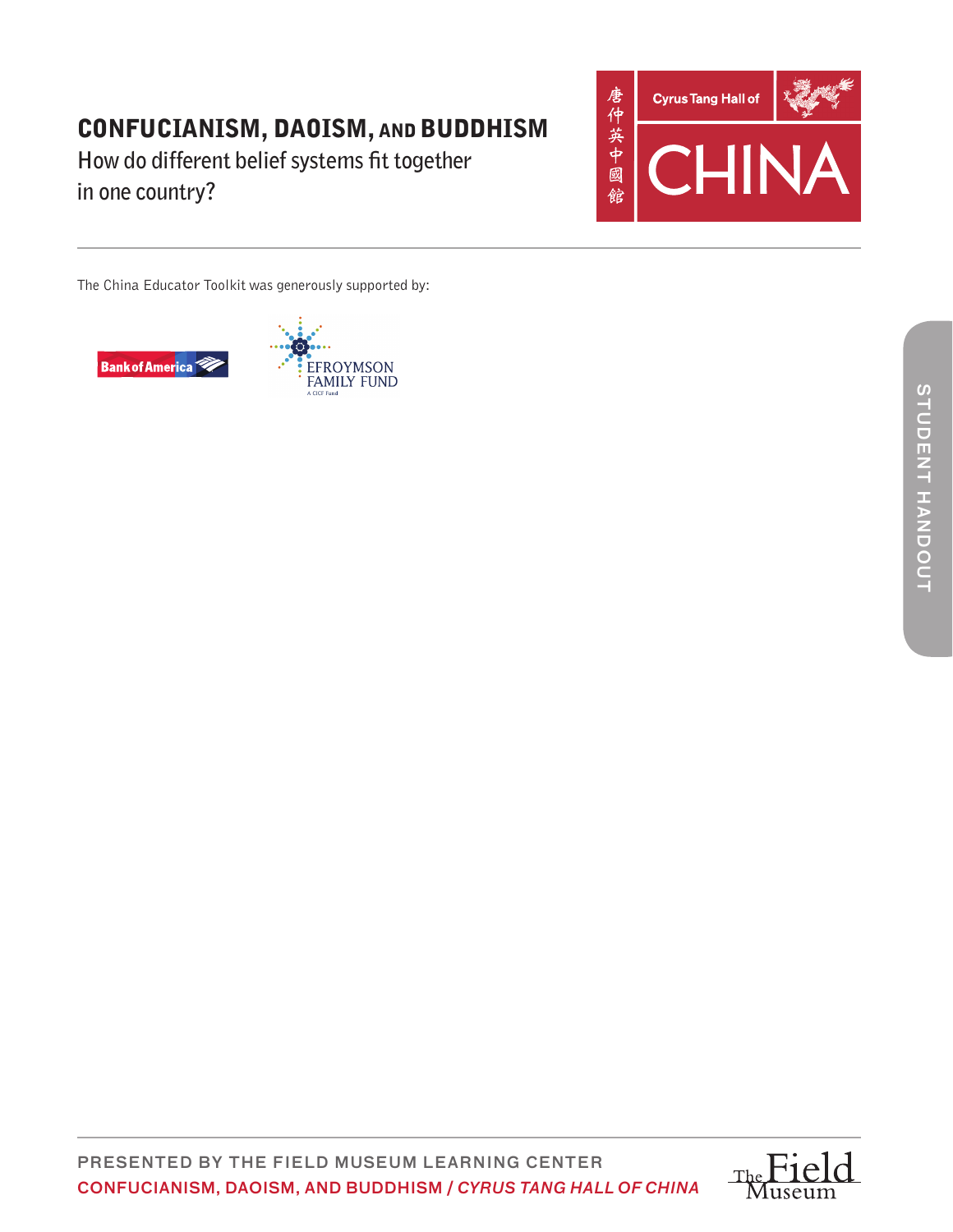# CONFUCIANISM, DAOISM, AND BUDDHISM

How do different belief systems fit together in one country?

唐仲英中國館

Cyrus Tang Hall of CHINA

STUDENT HANDOUT

The China Educator Toolkit was generously supported by:

Bank of America

EFROYMSON FAMILY FUND
A CICF Fund

PRESENTED BY THE FIELD MUSEUM LEARNING CENTER

CONFUCIANISM, DAOISM, AND BUDDHISM / *CYRUS TANG HALL OF CHINA*

The Field Museum